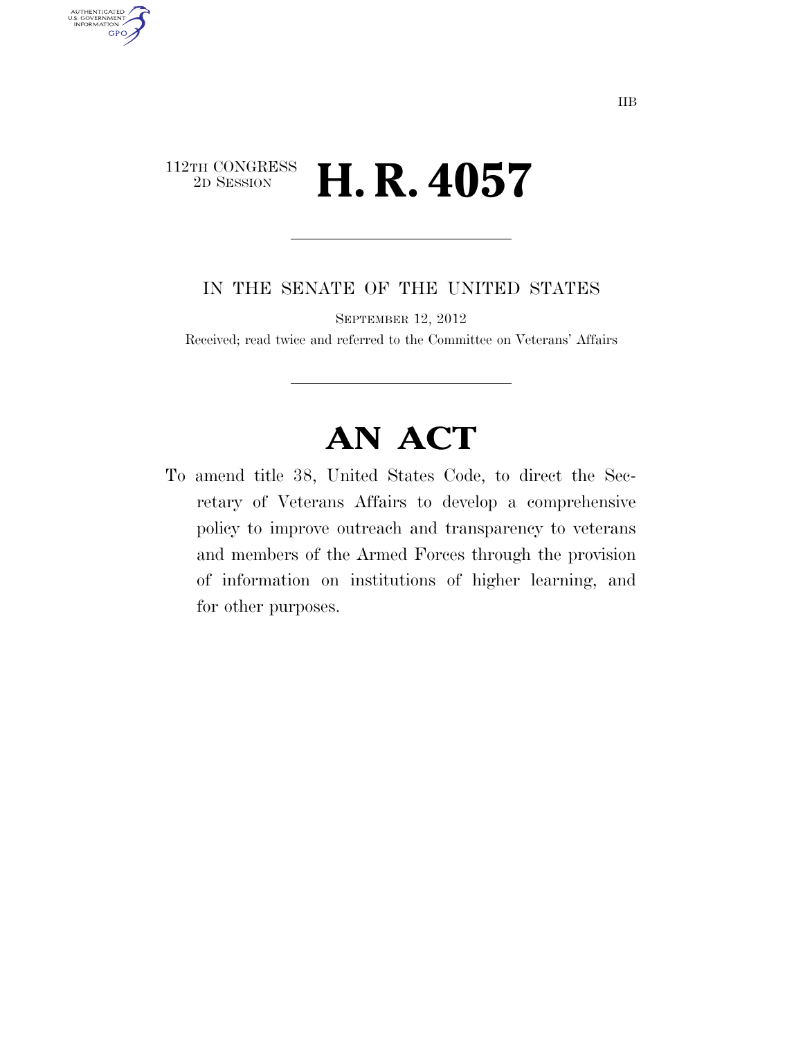112TH CONGRESS
2D SESSION

# H. R. 4057

IN THE SENATE OF THE UNITED STATES

SEPTEMBER 12, 2012

Received; read twice and referred to the Committee on Veterans' Affairs

# AN ACT

To amend title 38, United States Code, to direct the Secretary of Veterans Affairs to develop a comprehensive policy to improve outreach and transparency to veterans and members of the Armed Forces through the provision of information on institutions of higher learning, and for other purposes.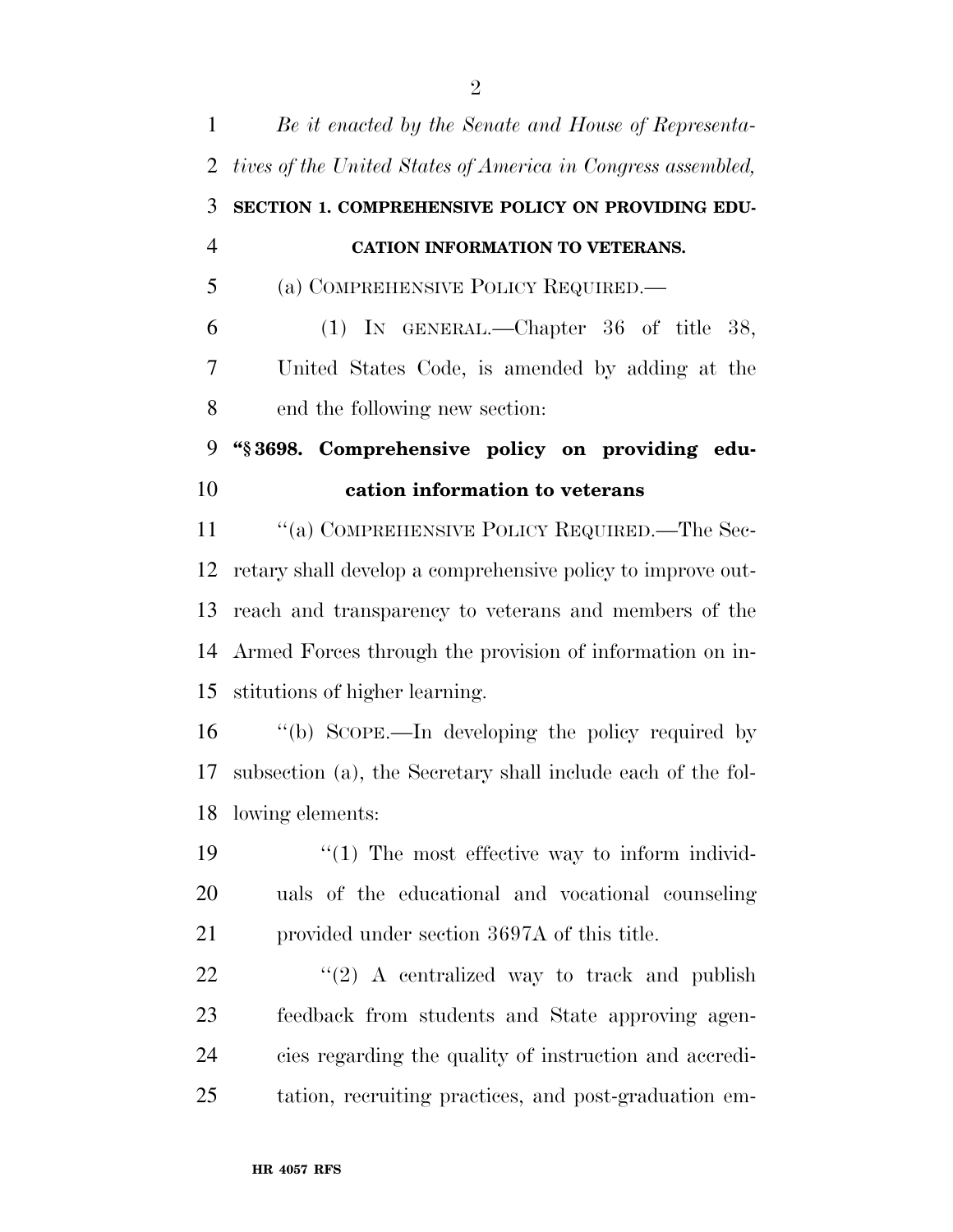*Be it enacted by the Senate and House of Representatives of the United States of America in Congress assembled,*

**SECTION 1. COMPREHENSIVE POLICY ON PROVIDING EDUCATION INFORMATION TO VETERANS.**

(a) COMPREHENSIVE POLICY REQUIRED.—

(1) IN GENERAL.—Chapter 36 of title 38, United States Code, is amended by adding at the end the following new section:

**"§ 3698. Comprehensive policy on providing education information to veterans**

"(a) COMPREHENSIVE POLICY REQUIRED.—The Secretary shall develop a comprehensive policy to improve outreach and transparency to veterans and members of the Armed Forces through the provision of information on institutions of higher learning.

"(b) SCOPE.—In developing the policy required by subsection (a), the Secretary shall include each of the following elements:

"(1) The most effective way to inform individuals of the educational and vocational counseling provided under section 3697A of this title.

"(2) A centralized way to track and publish feedback from students and State approving agencies regarding the quality of instruction and accreditation, recruiting practices, and post-graduation em-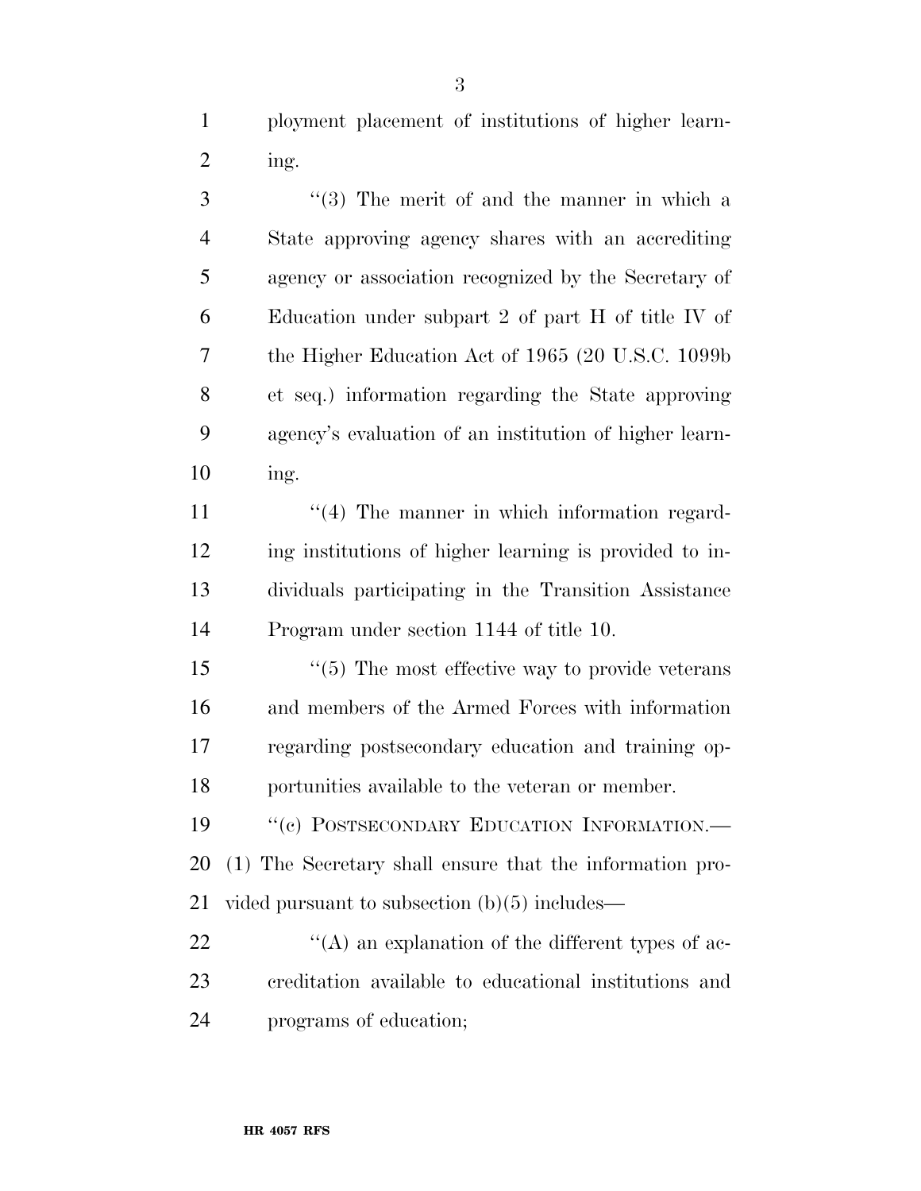ployment placement of institutions of higher learning.

''(3) The merit of and the manner in which a State approving agency shares with an accrediting agency or association recognized by the Secretary of Education under subpart 2 of part H of title IV of the Higher Education Act of 1965 (20 U.S.C. 1099b et seq.) information regarding the State approving agency's evaluation of an institution of higher learning.

''(4) The manner in which information regarding institutions of higher learning is provided to individuals participating in the Transition Assistance Program under section 1144 of title 10.

''(5) The most effective way to provide veterans and members of the Armed Forces with information regarding postsecondary education and training opportunities available to the veteran or member.

''(c) POSTSECONDARY EDUCATION INFORMATION.—(1) The Secretary shall ensure that the information provided pursuant to subsection (b)(5) includes—

''(A) an explanation of the different types of accreditation available to educational institutions and programs of education;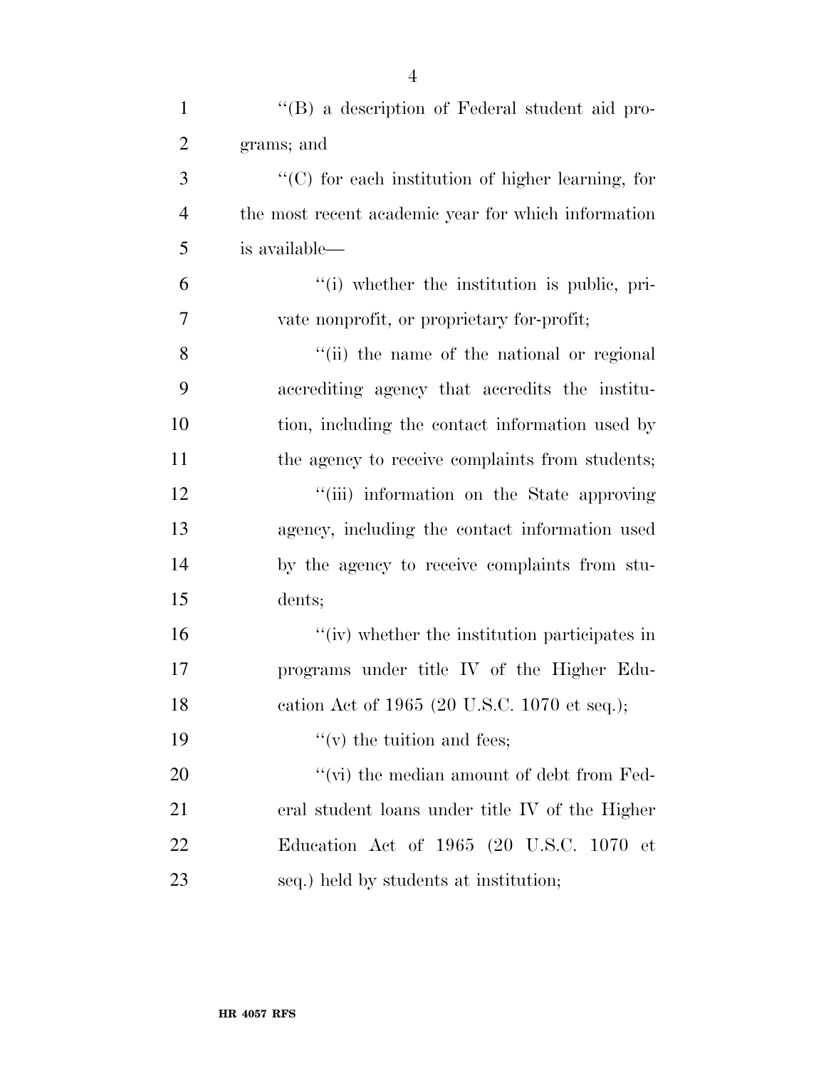"(B) a description of Federal student aid programs; and

"(C) for each institution of higher learning, for the most recent academic year for which information is available—

"(i) whether the institution is public, private nonprofit, or proprietary for-profit;

"(ii) the name of the national or regional accrediting agency that accredits the institution, including the contact information used by the agency to receive complaints from students;

"(iii) information on the State approving agency, including the contact information used by the agency to receive complaints from students;

"(iv) whether the institution participates in programs under title IV of the Higher Education Act of 1965 (20 U.S.C. 1070 et seq.);

"(v) the tuition and fees;

"(vi) the median amount of debt from Federal student loans under title IV of the Higher Education Act of 1965 (20 U.S.C. 1070 et seq.) held by students at institution;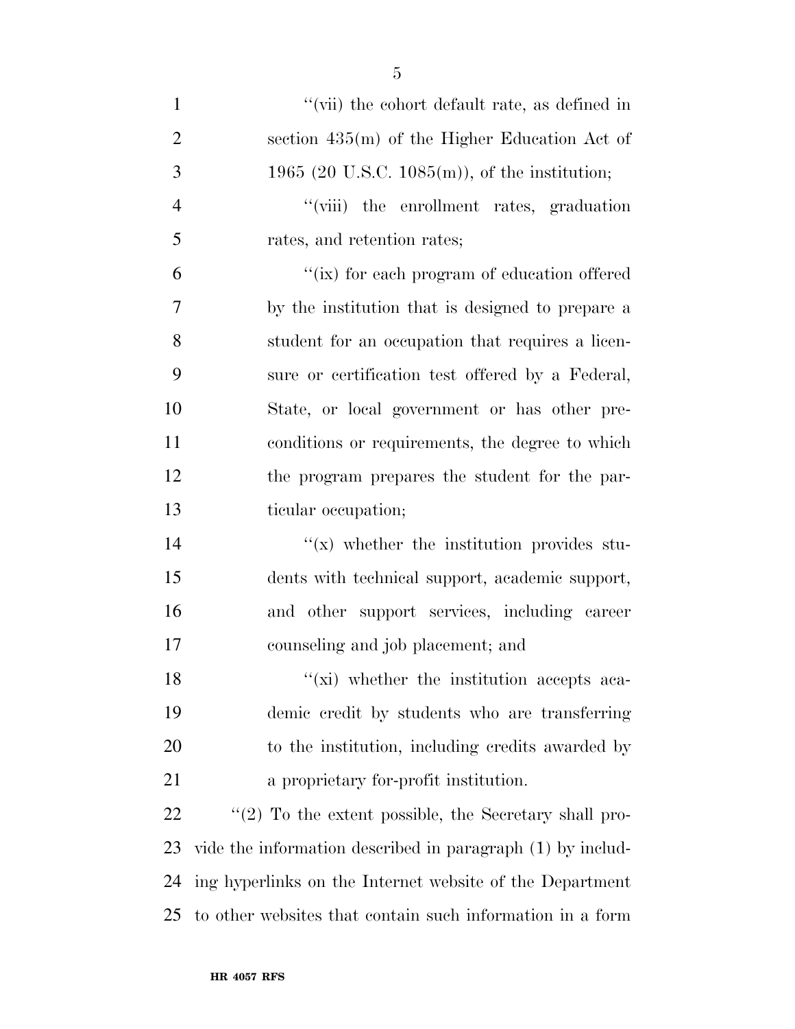''(vii) the cohort default rate, as defined in section 435(m) of the Higher Education Act of 1965 (20 U.S.C. 1085(m)), of the institution;

''(viii) the enrollment rates, graduation rates, and retention rates;

''(ix) for each program of education offered by the institution that is designed to prepare a student for an occupation that requires a licensure or certification test offered by a Federal, State, or local government or has other preconditions or requirements, the degree to which the program prepares the student for the particular occupation;

''(x) whether the institution provides students with technical support, academic support, and other support services, including career counseling and job placement; and

''(xi) whether the institution accepts academic credit by students who are transferring to the institution, including credits awarded by a proprietary for-profit institution.

''(2) To the extent possible, the Secretary shall provide the information described in paragraph (1) by including hyperlinks on the Internet website of the Department to other websites that contain such information in a form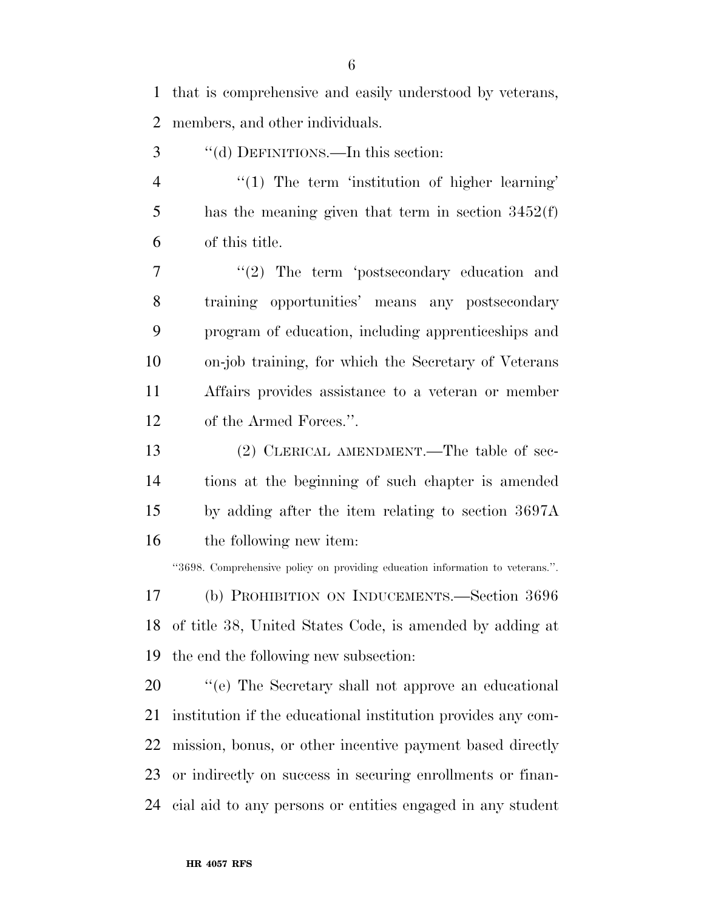that is comprehensive and easily understood by veterans, members, and other individuals.

''(d) DEFINITIONS.—In this section:

''(1) The term 'institution of higher learning' has the meaning given that term in section 3452(f) of this title.

''(2) The term 'postsecondary education and training opportunities' means any postsecondary program of education, including apprenticeships and on-job training, for which the Secretary of Veterans Affairs provides assistance to a veteran or member of the Armed Forces.''.

(2) CLERICAL AMENDMENT.—The table of sections at the beginning of such chapter is amended by adding after the item relating to section 3697A the following new item:

''3698. Comprehensive policy on providing education information to veterans.''.

(b) PROHIBITION ON INDUCEMENTS.—Section 3696 of title 38, United States Code, is amended by adding at the end the following new subsection:

''(e) The Secretary shall not approve an educational institution if the educational institution provides any commission, bonus, or other incentive payment based directly or indirectly on success in securing enrollments or financial aid to any persons or entities engaged in any student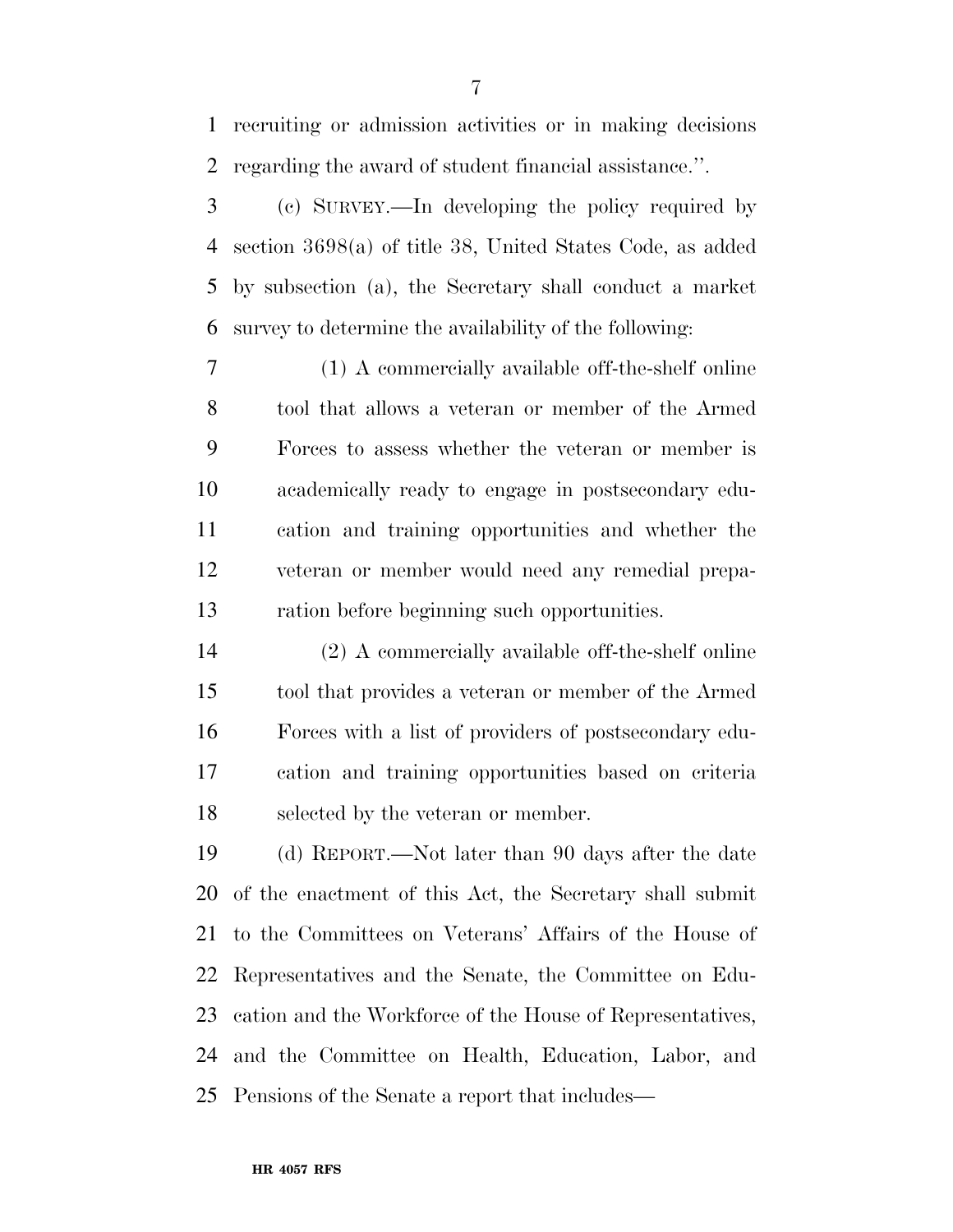recruiting or admission activities or in making decisions regarding the award of student financial assistance.''.

(c) SURVEY.—In developing the policy required by section 3698(a) of title 38, United States Code, as added by subsection (a), the Secretary shall conduct a market survey to determine the availability of the following:

(1) A commercially available off-the-shelf online tool that allows a veteran or member of the Armed Forces to assess whether the veteran or member is academically ready to engage in postsecondary education and training opportunities and whether the veteran or member would need any remedial preparation before beginning such opportunities.

(2) A commercially available off-the-shelf online tool that provides a veteran or member of the Armed Forces with a list of providers of postsecondary education and training opportunities based on criteria selected by the veteran or member.

(d) REPORT.—Not later than 90 days after the date of the enactment of this Act, the Secretary shall submit to the Committees on Veterans' Affairs of the House of Representatives and the Senate, the Committee on Education and the Workforce of the House of Representatives, and the Committee on Health, Education, Labor, and Pensions of the Senate a report that includes—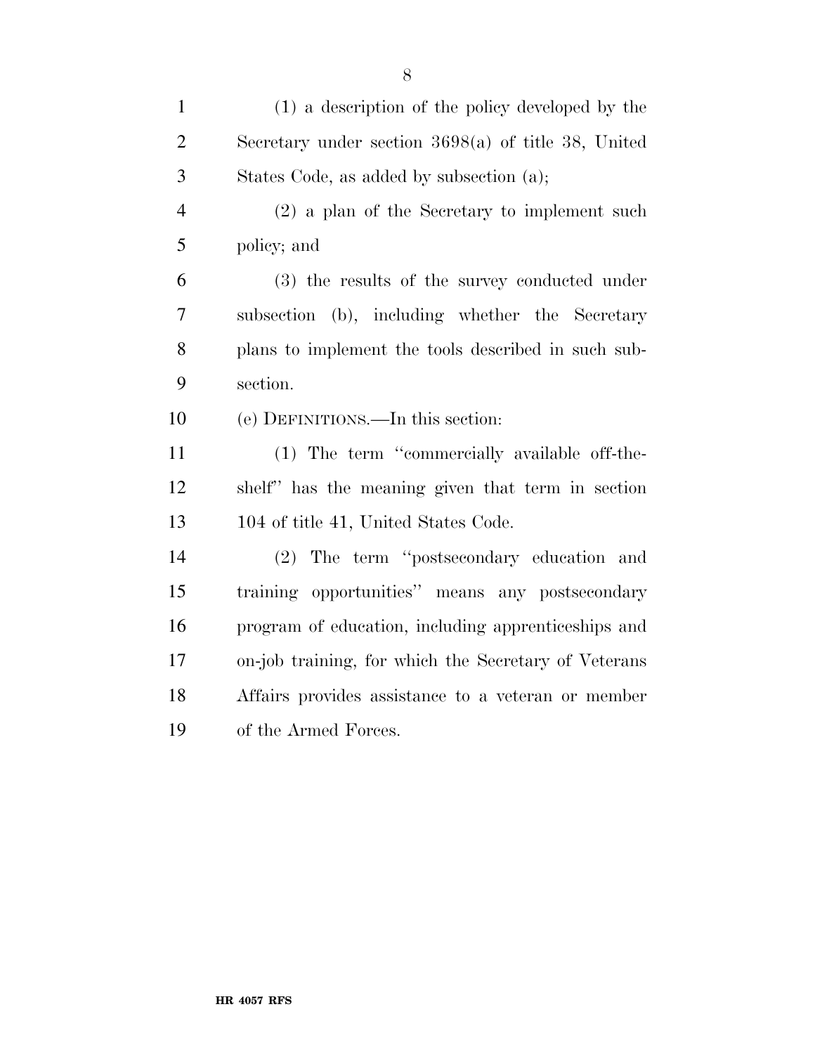(1) a description of the policy developed by the Secretary under section 3698(a) of title 38, United States Code, as added by subsection (a);

(2) a plan of the Secretary to implement such policy; and

(3) the results of the survey conducted under subsection (b), including whether the Secretary plans to implement the tools described in such subsection.

(e) DEFINITIONS.—In this section:

(1) The term ''commercially available off-the-shelf'' has the meaning given that term in section 104 of title 41, United States Code.

(2) The term ''postsecondary education and training opportunities'' means any postsecondary program of education, including apprenticeships and on-job training, for which the Secretary of Veterans Affairs provides assistance to a veteran or member of the Armed Forces.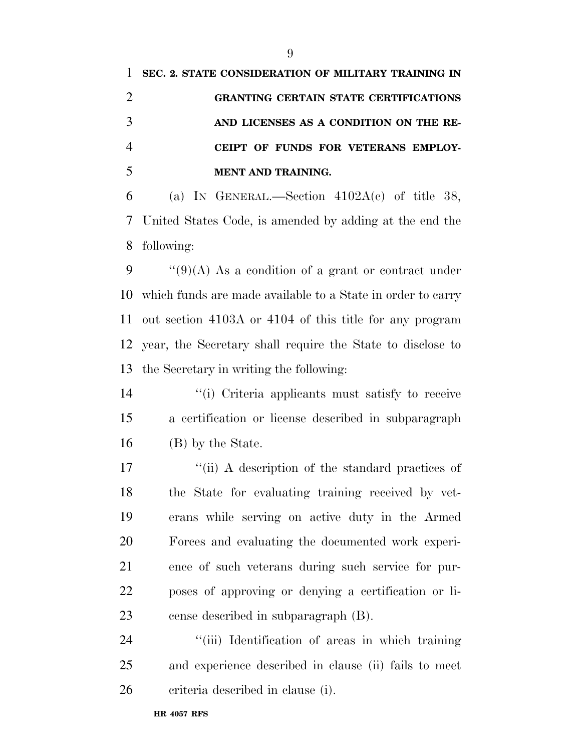**SEC. 2. STATE CONSIDERATION OF MILITARY TRAINING IN GRANTING CERTAIN STATE CERTIFICATIONS AND LICENSES AS A CONDITION ON THE RECEIPT OF FUNDS FOR VETERANS EMPLOYMENT AND TRAINING.**

(a) IN GENERAL.—Section 4102A(c) of title 38, United States Code, is amended by adding at the end the following:

"(9)(A) As a condition of a grant or contract under which funds are made available to a State in order to carry out section 4103A or 4104 of this title for any program year, the Secretary shall require the State to disclose to the Secretary in writing the following:

"(i) Criteria applicants must satisfy to receive a certification or license described in subparagraph (B) by the State.

"(ii) A description of the standard practices of the State for evaluating training received by veterans while serving on active duty in the Armed Forces and evaluating the documented work experience of such veterans during such service for purposes of approving or denying a certification or license described in subparagraph (B).

"(iii) Identification of areas in which training and experience described in clause (ii) fails to meet criteria described in clause (i).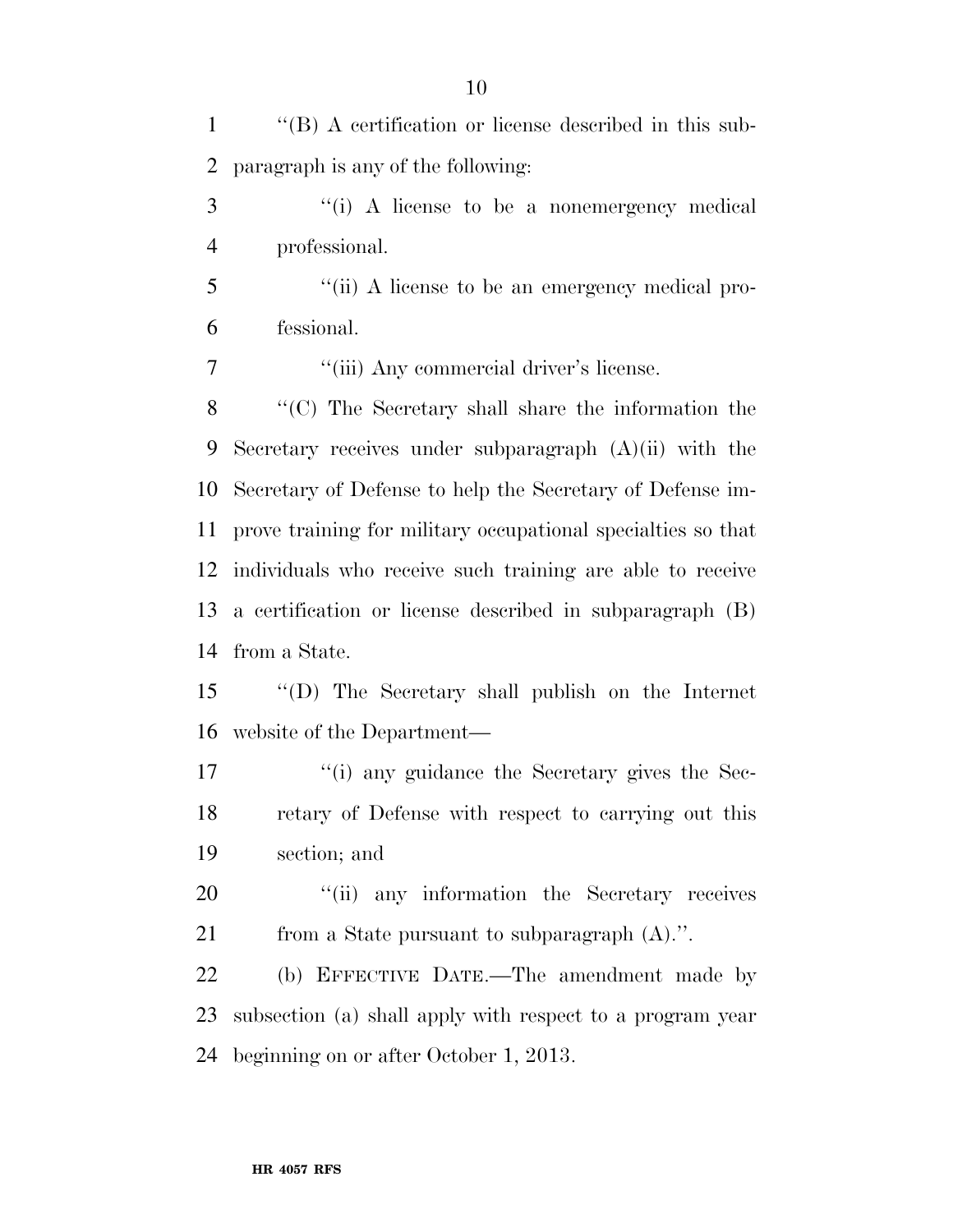''(B) A certification or license described in this subparagraph is any of the following:

''(i) A license to be a nonemergency medical professional.

''(ii) A license to be an emergency medical professional.

''(iii) Any commercial driver's license.

''(C) The Secretary shall share the information the Secretary receives under subparagraph (A)(ii) with the Secretary of Defense to help the Secretary of Defense improve training for military occupational specialties so that individuals who receive such training are able to receive a certification or license described in subparagraph (B) from a State.

''(D) The Secretary shall publish on the Internet website of the Department—

''(i) any guidance the Secretary gives the Secretary of Defense with respect to carrying out this section; and

''(ii) any information the Secretary receives from a State pursuant to subparagraph (A).''.

(b) EFFECTIVE DATE.—The amendment made by subsection (a) shall apply with respect to a program year beginning on or after October 1, 2013.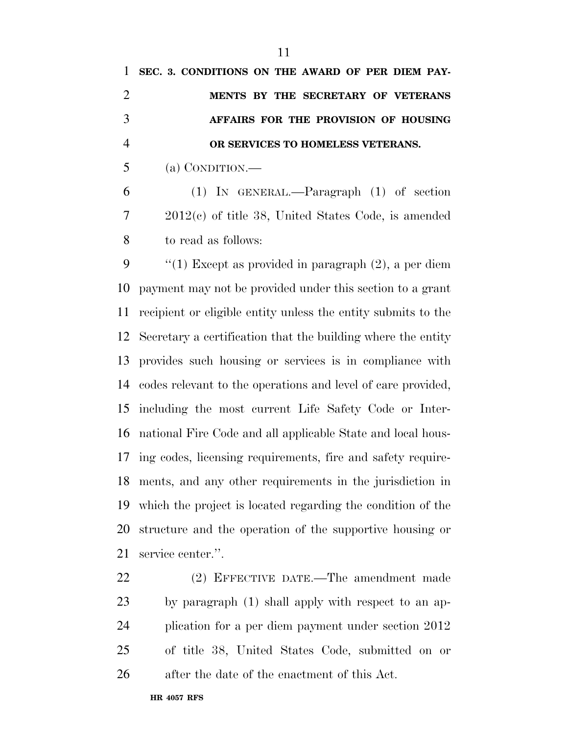**SEC. 3. CONDITIONS ON THE AWARD OF PER DIEM PAYMENTS BY THE SECRETARY OF VETERANS AFFAIRS FOR THE PROVISION OF HOUSING OR SERVICES TO HOMELESS VETERANS.**

(a) CONDITION.—

(1) IN GENERAL.—Paragraph (1) of section 2012(c) of title 38, United States Code, is amended to read as follows:

"(1) Except as provided in paragraph (2), a per diem payment may not be provided under this section to a grant recipient or eligible entity unless the entity submits to the Secretary a certification that the building where the entity provides such housing or services is in compliance with codes relevant to the operations and level of care provided, including the most current Life Safety Code or International Fire Code and all applicable State and local housing codes, licensing requirements, fire and safety requirements, and any other requirements in the jurisdiction in which the project is located regarding the condition of the structure and the operation of the supportive housing or service center.".

(2) EFFECTIVE DATE.—The amendment made by paragraph (1) shall apply with respect to an application for a per diem payment under section 2012 of title 38, United States Code, submitted on or after the date of the enactment of this Act.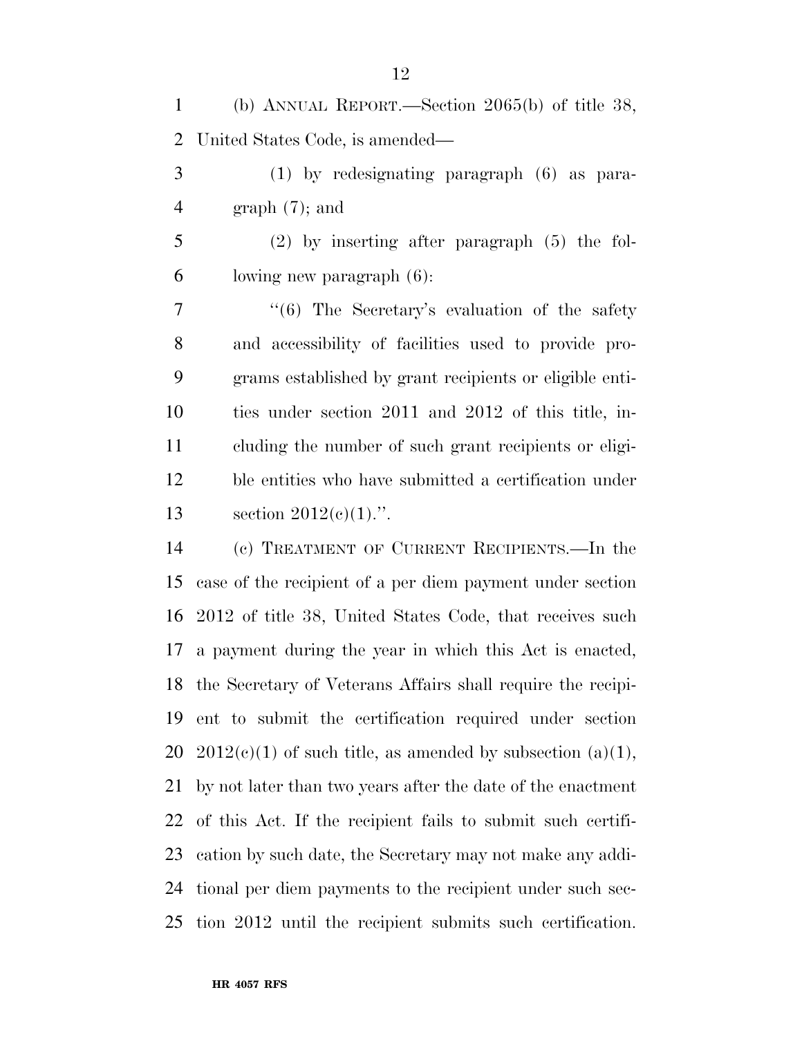(b) ANNUAL REPORT.—Section 2065(b) of title 38, United States Code, is amended—

(1) by redesignating paragraph (6) as paragraph (7); and

(2) by inserting after paragraph (5) the following new paragraph (6):

"(6) The Secretary's evaluation of the safety and accessibility of facilities used to provide programs established by grant recipients or eligible entities under section 2011 and 2012 of this title, including the number of such grant recipients or eligible entities who have submitted a certification under section 2012(c)(1).".

(c) TREATMENT OF CURRENT RECIPIENTS.—In the case of the recipient of a per diem payment under section 2012 of title 38, United States Code, that receives such a payment during the year in which this Act is enacted, the Secretary of Veterans Affairs shall require the recipient to submit the certification required under section 2012(c)(1) of such title, as amended by subsection (a)(1), by not later than two years after the date of the enactment of this Act. If the recipient fails to submit such certification by such date, the Secretary may not make any additional per diem payments to the recipient under such section 2012 until the recipient submits such certification.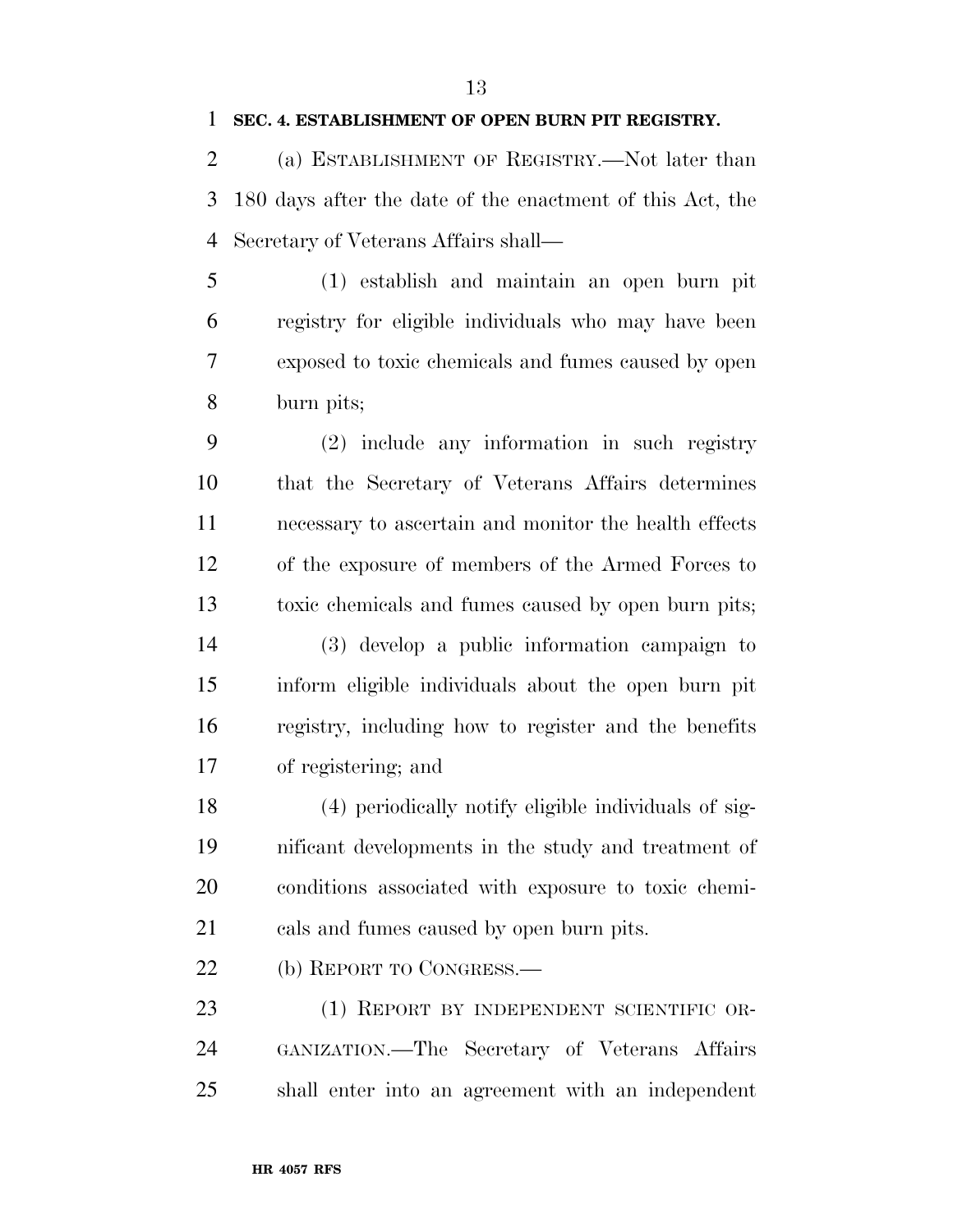**SEC. 4. ESTABLISHMENT OF OPEN BURN PIT REGISTRY.**

(a) ESTABLISHMENT OF REGISTRY.—Not later than 180 days after the date of the enactment of this Act, the Secretary of Veterans Affairs shall—

(1) establish and maintain an open burn pit registry for eligible individuals who may have been exposed to toxic chemicals and fumes caused by open burn pits;

(2) include any information in such registry that the Secretary of Veterans Affairs determines necessary to ascertain and monitor the health effects of the exposure of members of the Armed Forces to toxic chemicals and fumes caused by open burn pits;

(3) develop a public information campaign to inform eligible individuals about the open burn pit registry, including how to register and the benefits of registering; and

(4) periodically notify eligible individuals of significant developments in the study and treatment of conditions associated with exposure to toxic chemicals and fumes caused by open burn pits.

(b) REPORT TO CONGRESS.—

(1) REPORT BY INDEPENDENT SCIENTIFIC ORGANIZATION.—The Secretary of Veterans Affairs shall enter into an agreement with an independent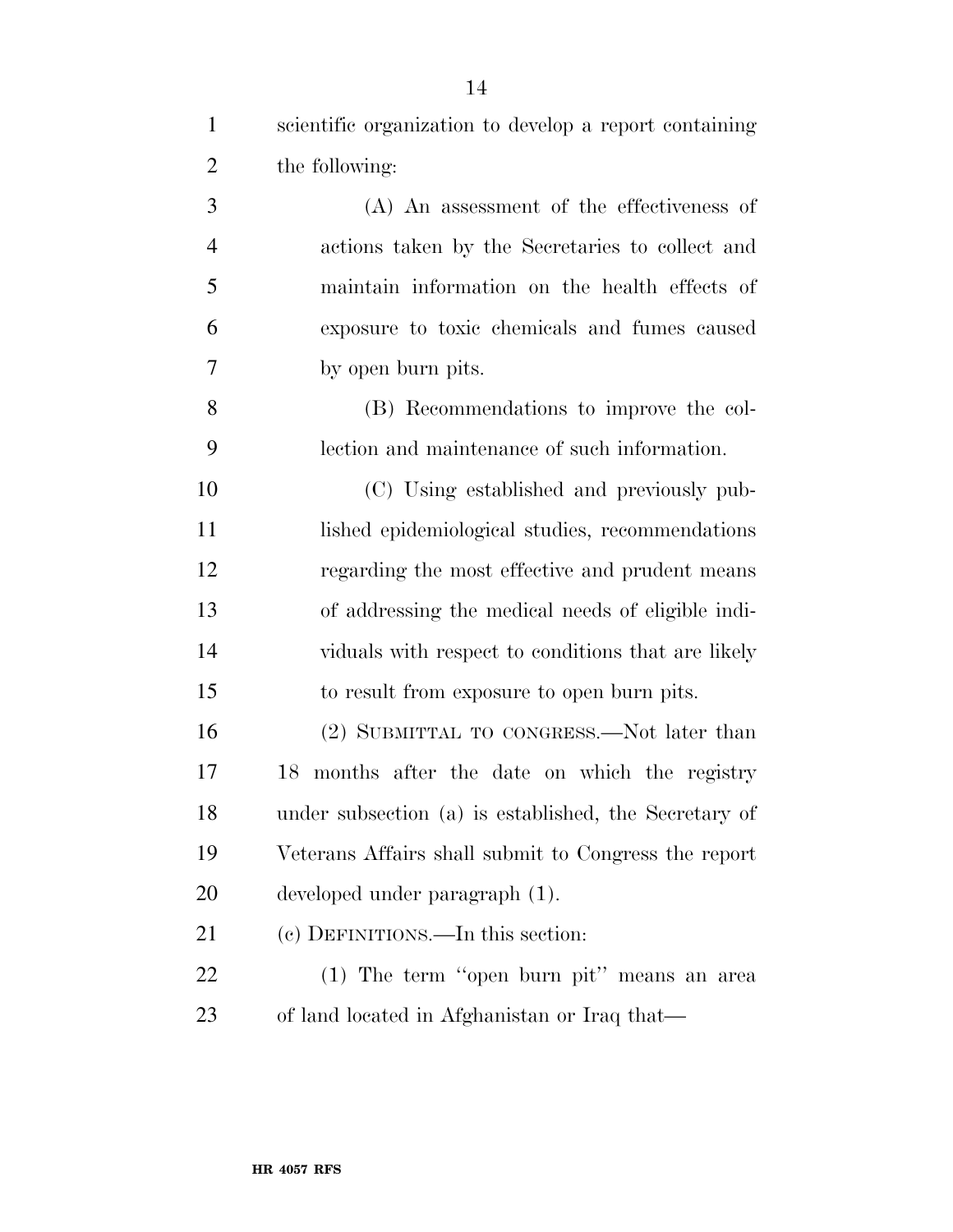scientific organization to develop a report containing the following:

(A) An assessment of the effectiveness of actions taken by the Secretaries to collect and maintain information on the health effects of exposure to toxic chemicals and fumes caused by open burn pits.

(B) Recommendations to improve the collection and maintenance of such information.

(C) Using established and previously published epidemiological studies, recommendations regarding the most effective and prudent means of addressing the medical needs of eligible individuals with respect to conditions that are likely to result from exposure to open burn pits.

(2) SUBMITTAL TO CONGRESS.—Not later than 18 months after the date on which the registry under subsection (a) is established, the Secretary of Veterans Affairs shall submit to Congress the report developed under paragraph (1).

(c) DEFINITIONS.—In this section:

(1) The term ''open burn pit'' means an area of land located in Afghanistan or Iraq that—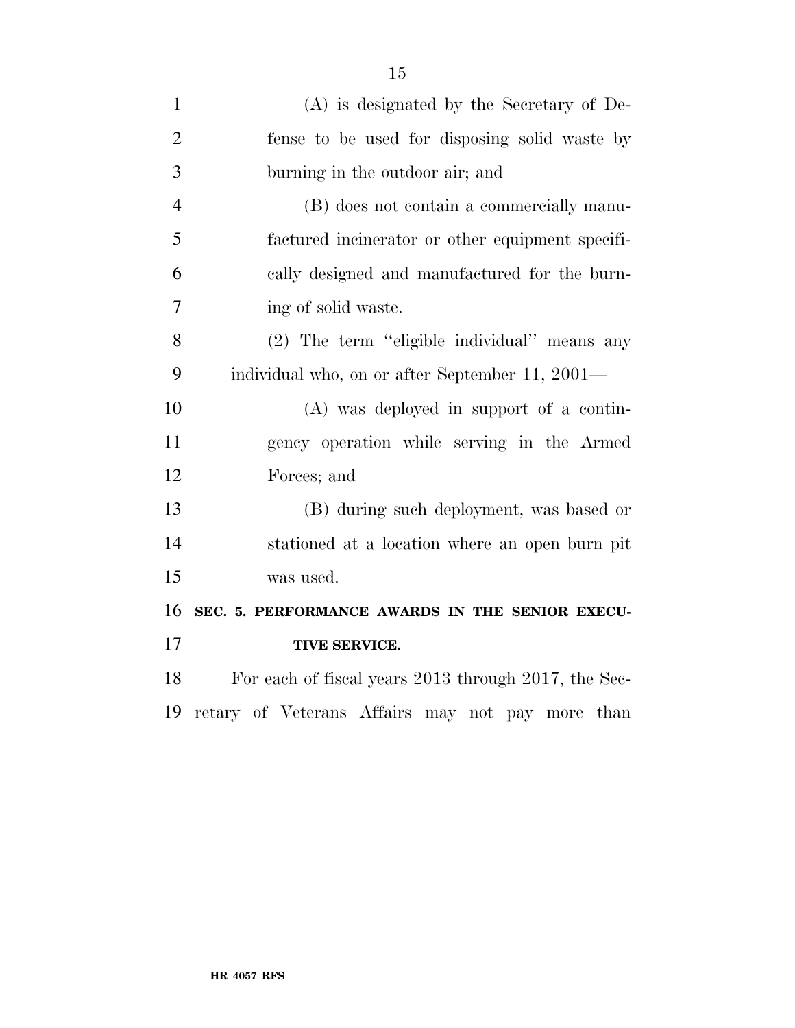(A) is designated by the Secretary of Defense to be used for disposing solid waste by burning in the outdoor air; and

(B) does not contain a commercially manufactured incinerator or other equipment specifically designed and manufactured for the burning of solid waste.

(2) The term ''eligible individual'' means any individual who, on or after September 11, 2001—

(A) was deployed in support of a contingency operation while serving in the Armed Forces; and

(B) during such deployment, was based or stationed at a location where an open burn pit was used.

**SEC. 5. PERFORMANCE AWARDS IN THE SENIOR EXECUTIVE SERVICE.**

For each of fiscal years 2013 through 2017, the Secretary of Veterans Affairs may not pay more than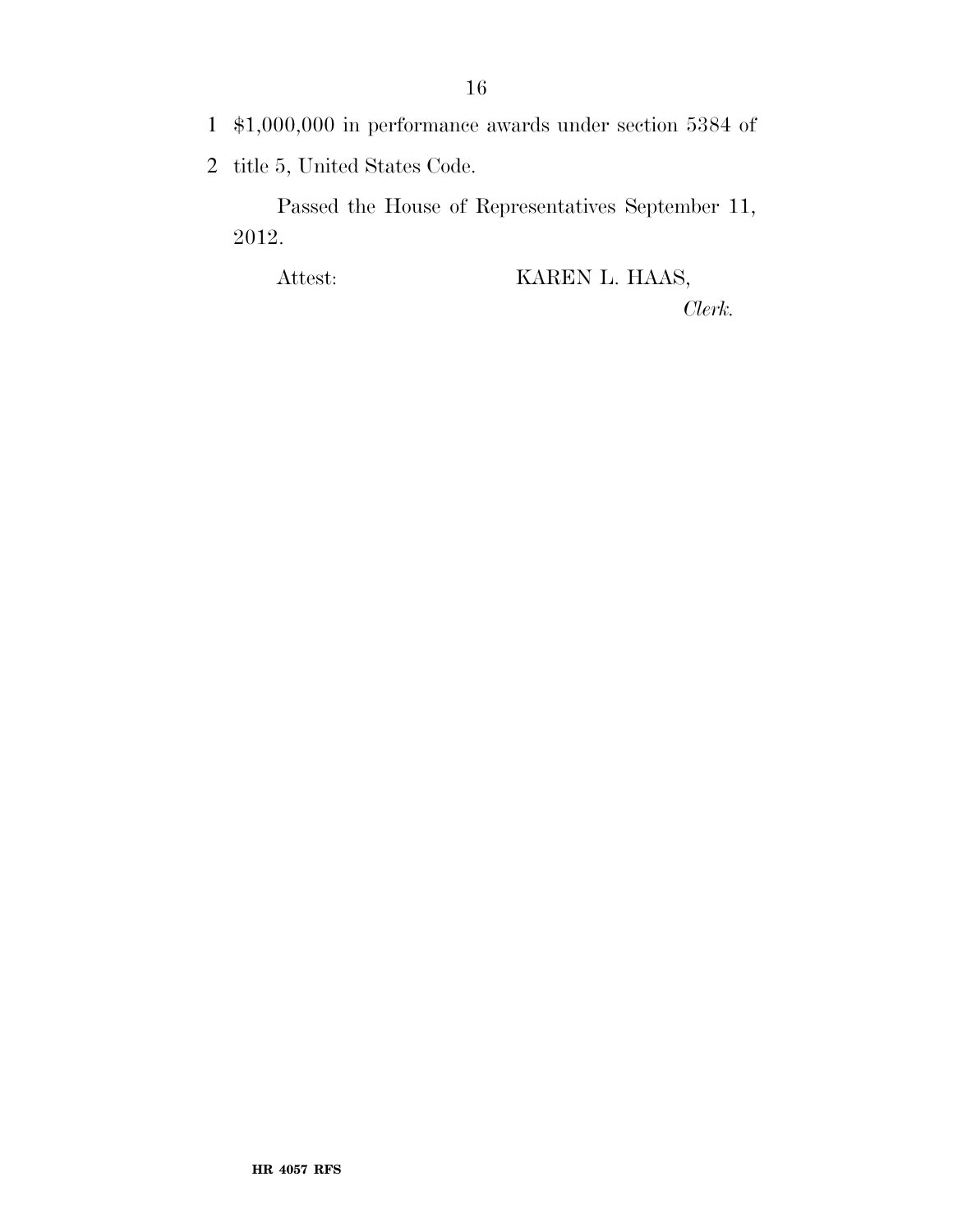$1,000,000 in performance awards under section 5384 of title 5, United States Code.

Passed the House of Representatives September 11, 2012.

Attest: KAREN L. HAAS,

*Clerk.*